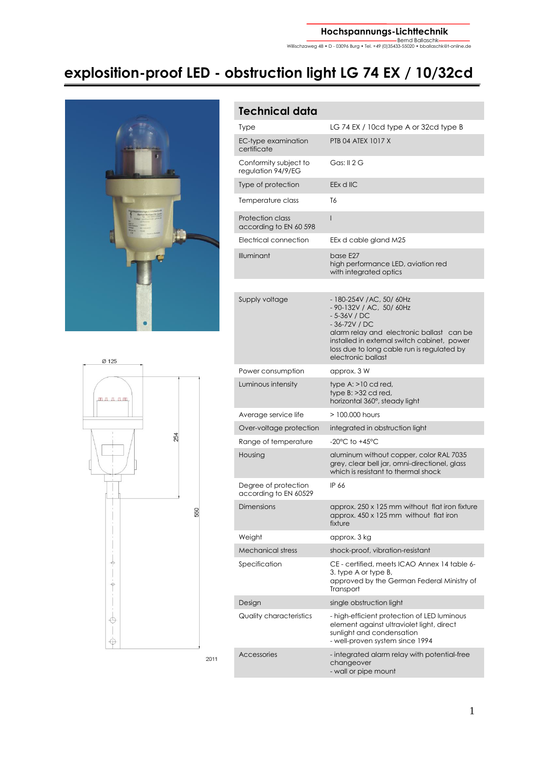# explosition-proof LED - obstruction light LG 74 EX / 10/32cd

| Technical data | |
|---|---|
| Type | LG 74 EX / 10cd type A or 32cd type B |
| EC-type examination certificate | PTB 04 ATEX 1017 X |
| Conformity subject to regulation 94/9/EG | Gas: II 2 G |
| Type of protection | EEx d IIC |
| Temperature class | T6 |
| Protection class according to EN 60 598 | I |
| Electrical connection | EEx d cable gland M25 |
| Illuminant | base E27<br>high performance LED, aviation red with integrated optics |
| | |
| Supply voltage | - 180-254V /AC, 50/ 60Hz<br>- 90-132V / AC, 50/ 60Hz<br>- 5-36V / DC<br>- 36-72V / DC<br>alarm relay and electronic ballast can be installed in external switch cabinet, power loss due to long cable run is regulated by electronic ballast |
| Power consumption | approx. 3 W |
| Luminous intensity | type A: >10 cd red,<br>type B: >32 cd red,<br>horizontal 360°, steady light |
| Average service life | > 100.000 hours |
| Over-voltage protection | integrated in obstruction light |
| Range of temperature | -20°C to +45°C |
| Housing | aluminum without copper, color RAL 7035 grey, clear bell jar, omni-directionel, glass which is resistant to thermal shock |
| Degree of protection according to EN 60529 | IP 66 |
| Dimensions | approx. 250 x 125 mm without flat iron fixture<br>approx. 450 x 125 mm without flat iron fixture |
| Weight | approx. 3 kg |
| Mechanical stress | shock-proof, vibration-resistant |
| Specification | CE - certified, meets ICAO Annex 14 table 6-3. type A or type B,<br>approved by the German Federal Ministry of Transport |
| Design | single obstruction light |
| Quality characteristics | - high-efficient protection of LED luminous element against ultraviolet light, direct sunlight and condensation<br>- well-proven system since 1994 |
| Accessories | - integrated alarm relay with potential-free changeover<br>- wall or pipe mount |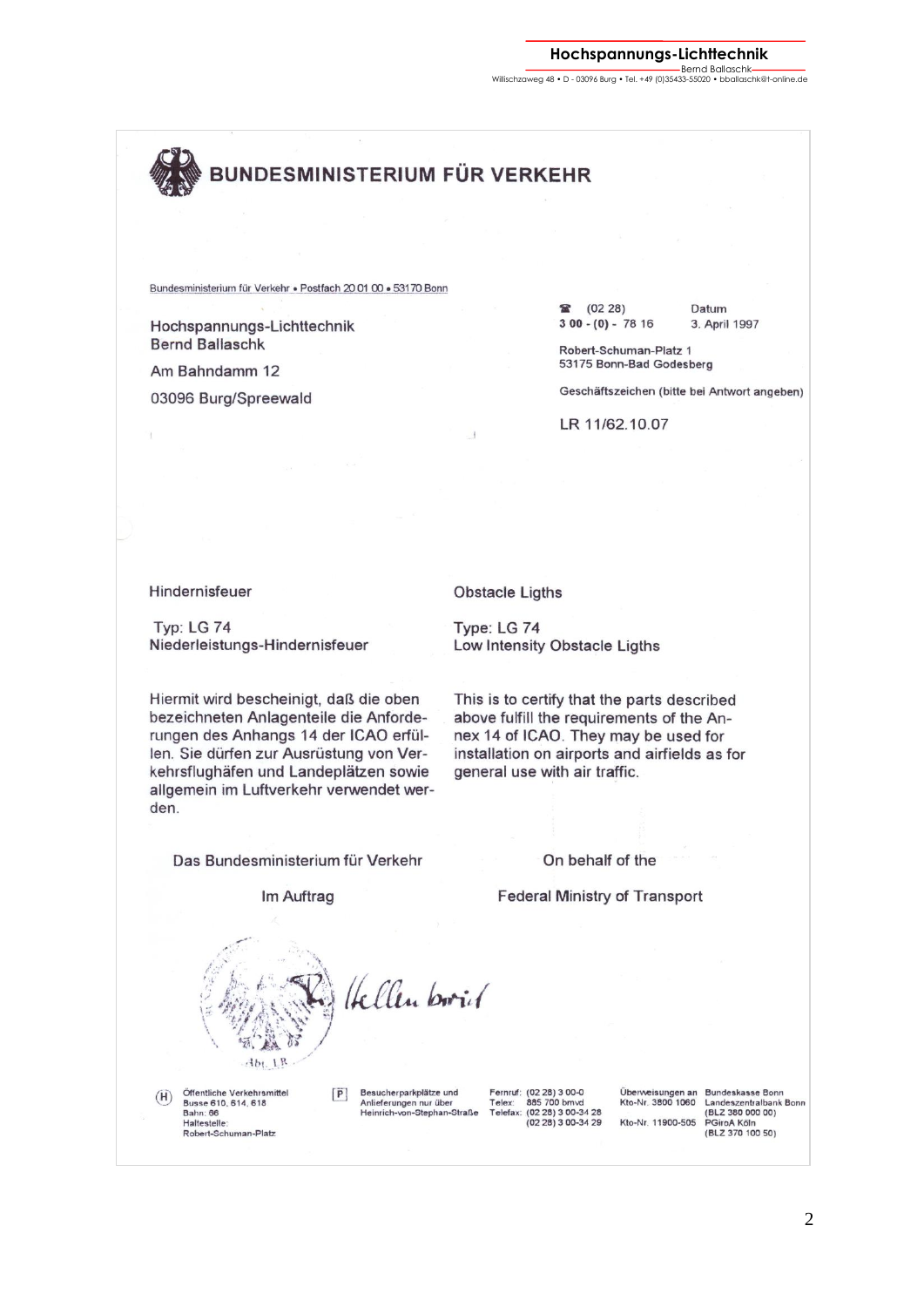# BUNDESMINISTERIUM FÜR VERKEHR

Bundesministerium für Verkehr • Postfach 20 01 00 • 53170 Bonn

Hochspannungs-Lichttechnik
Bernd Ballaschk

Am Bahndamm 12

03096 Burg/Spreewald

☎ (02 28)
3 00 - (0) - 78 16

Datum
3. April 1997

Robert-Schuman-Platz 1
53175 Bonn-Bad Godesberg

Geschäftszeichen (bitte bei Antwort angeben)

LR 11/62.10.07

Hindernisfeuer

Typ: LG 74
Niederleistungs-Hindernisfeuer

Hiermit wird bescheinigt, daß die oben bezeichneten Anlagenteile die Anforderungen des Anhangs 14 der ICAO erfüllen. Sie dürfen zur Ausrüstung von Verkehrsflughäfen und Landeplätzen sowie allgemein im Luftverkehr verwendet werden.

Obstacle Ligths

Type: LG 74
Low Intensity Obstacle Ligths

This is to certify that the parts described above fulfill the requirements of the Annex 14 of ICAO. They may be used for installation on airports and airfields as for general use with air traffic.

Das Bundesministerium für Verkehr

Im Auftrag

On behalf of the

Federal Ministry of Transport

Hellenbrink

Abt. LR

Öffentliche Verkehrsmittel
Busse 610, 614, 618
Bahn: 66
Haltestelle:
Robert-Schuman-Platz

Besucherparkplätze und Anlieferungen nur über Heinrich-von-Stephan-Straße

Fernruf: (02 28) 3 00-0
Telex: 885 700 bmvd
Telefax: (02 28) 3 00-34 28
(02 28) 3 00-34 29

Überweisungen an Kto-Nr. 3800 1060 Bundeskasse Bonn Landeszentralbank Bonn (BLZ 380 000 00)
Kto-Nr. 11900-505 PGiroA Köln (BLZ 370 100 50)